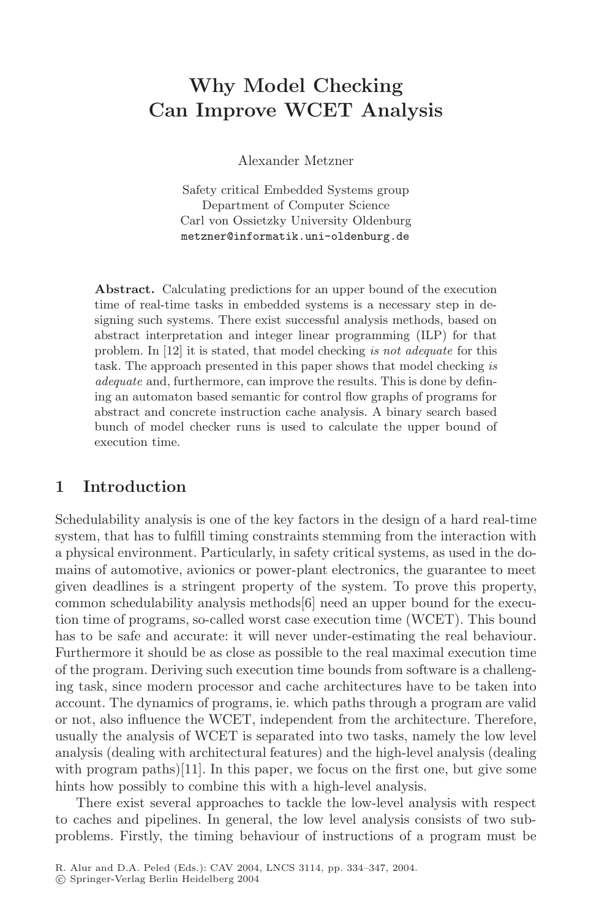# Why Model Checking Can Improve WCET Analysis

Alexander Metzner

Safety critical Embedded Systems group
Department of Computer Science
Carl von Ossietzky University Oldenburg
metzner@informatik.uni-oldenburg.de

**Abstract.** Calculating predictions for an upper bound of the execution time of real-time tasks in embedded systems is a necessary step in designing such systems. There exist successful analysis methods, based on abstract interpretation and integer linear programming (ILP) for that problem. In [12] it is stated, that model checking *is not adequate* for this task. The approach presented in this paper shows that model checking *is adequate* and, furthermore, can improve the results. This is done by defining an automaton based semantic for control flow graphs of programs for abstract and concrete instruction cache analysis. A binary search based bunch of model checker runs is used to calculate the upper bound of execution time.

## 1 Introduction

Schedulability analysis is one of the key factors in the design of a hard real-time system, that has to fulfill timing constraints stemming from the interaction with a physical environment. Particularly, in safety critical systems, as used in the domains of automotive, avionics or power-plant electronics, the guarantee to meet given deadlines is a stringent property of the system. To prove this property, common schedulability analysis methods[6] need an upper bound for the execution time of programs, so-called worst case execution time (WCET). This bound has to be safe and accurate: it will never under-estimating the real behaviour. Furthermore it should be as close as possible to the real maximal execution time of the program. Deriving such execution time bounds from software is a challenging task, since modern processor and cache architectures have to be taken into account. The dynamics of programs, ie. which paths through a program are valid or not, also influence the WCET, independent from the architecture. Therefore, usually the analysis of WCET is separated into two tasks, namely the low level analysis (dealing with architectural features) and the high-level analysis (dealing with program paths)[11]. In this paper, we focus on the first one, but give some hints how possibly to combine this with a high-level analysis.

There exist several approaches to tackle the low-level analysis with respect to caches and pipelines. In general, the low level analysis consists of two subproblems. Firstly, the timing behaviour of instructions of a program must be

R. Alur and D.A. Peled (Eds.): CAV 2004, LNCS 3114, pp. 334–347, 2004.
© Springer-Verlag Berlin Heidelberg 2004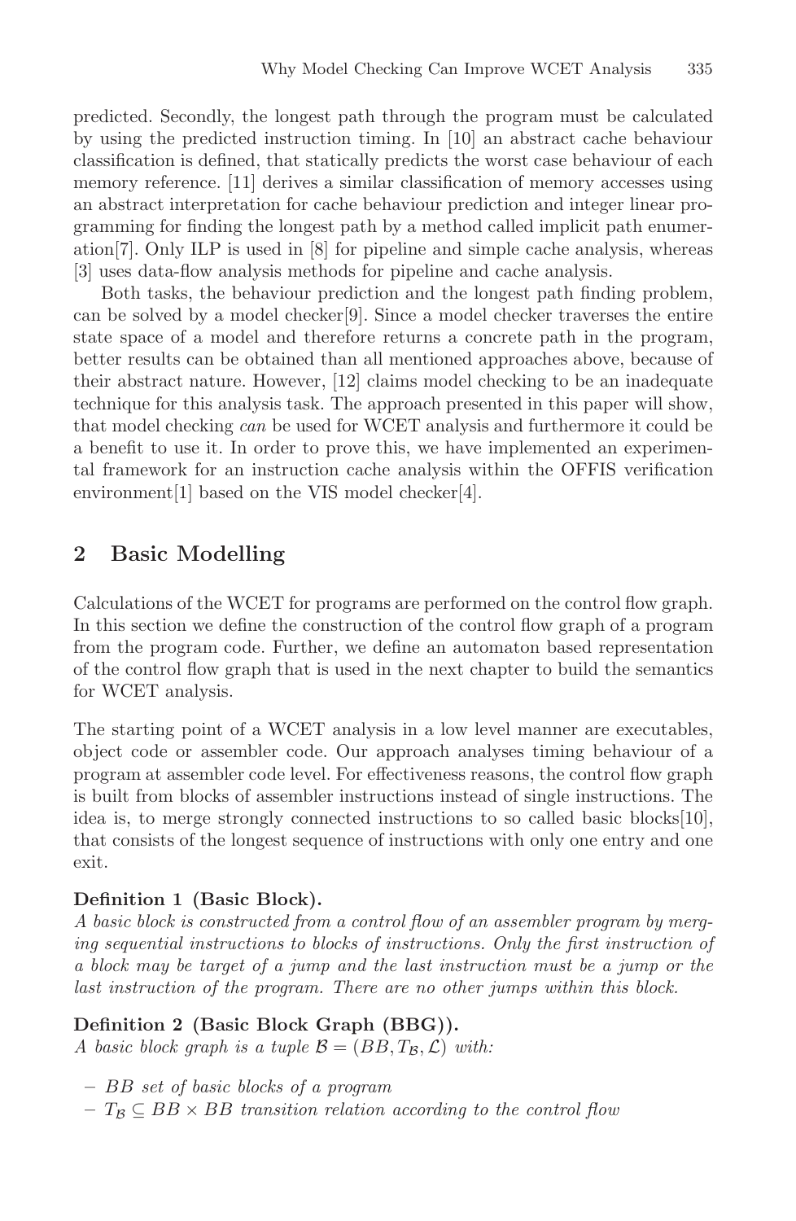predicted. Secondly, the longest path through the program must be calculated by using the predicted instruction timing. In [10] an abstract cache behaviour classification is defined, that statically predicts the worst case behaviour of each memory reference. [11] derives a similar classification of memory accesses using an abstract interpretation for cache behaviour prediction and integer linear programming for finding the longest path by a method called implicit path enumeration[7]. Only ILP is used in [8] for pipeline and simple cache analysis, whereas [3] uses data-flow analysis methods for pipeline and cache analysis.

Both tasks, the behaviour prediction and the longest path finding problem, can be solved by a model checker[9]. Since a model checker traverses the entire state space of a model and therefore returns a concrete path in the program, better results can be obtained than all mentioned approaches above, because of their abstract nature. However, [12] claims model checking to be an inadequate technique for this analysis task. The approach presented in this paper will show, that model checking *can* be used for WCET analysis and furthermore it could be a benefit to use it. In order to prove this, we have implemented an experimental framework for an instruction cache analysis within the OFFIS verification environment[1] based on the VIS model checker[4].

## 2 Basic Modelling

Calculations of the WCET for programs are performed on the control flow graph. In this section we define the construction of the control flow graph of a program from the program code. Further, we define an automaton based representation of the control flow graph that is used in the next chapter to build the semantics for WCET analysis.

The starting point of a WCET analysis in a low level manner are executables, object code or assembler code. Our approach analyses timing behaviour of a program at assembler code level. For effectiveness reasons, the control flow graph is built from blocks of assembler instructions instead of single instructions. The idea is, to merge strongly connected instructions to so called basic blocks[10], that consists of the longest sequence of instructions with only one entry and one exit.

**Definition 1 (Basic Block).**
*A basic block is constructed from a control flow of an assembler program by merging sequential instructions to blocks of instructions. Only the first instruction of a block may be target of a jump and the last instruction must be a jump or the last instruction of the program. There are no other jumps within this block.*

**Definition 2 (Basic Block Graph (BBG)).**
*A basic block graph is a tuple* $\mathcal{B} = (BB, T_{\mathcal{B}}, \mathcal{L})$ *with:*

- $BB$ *set of basic blocks of a program*
- $T_{\mathcal{B}} \subseteq BB \times BB$ *transition relation according to the control flow*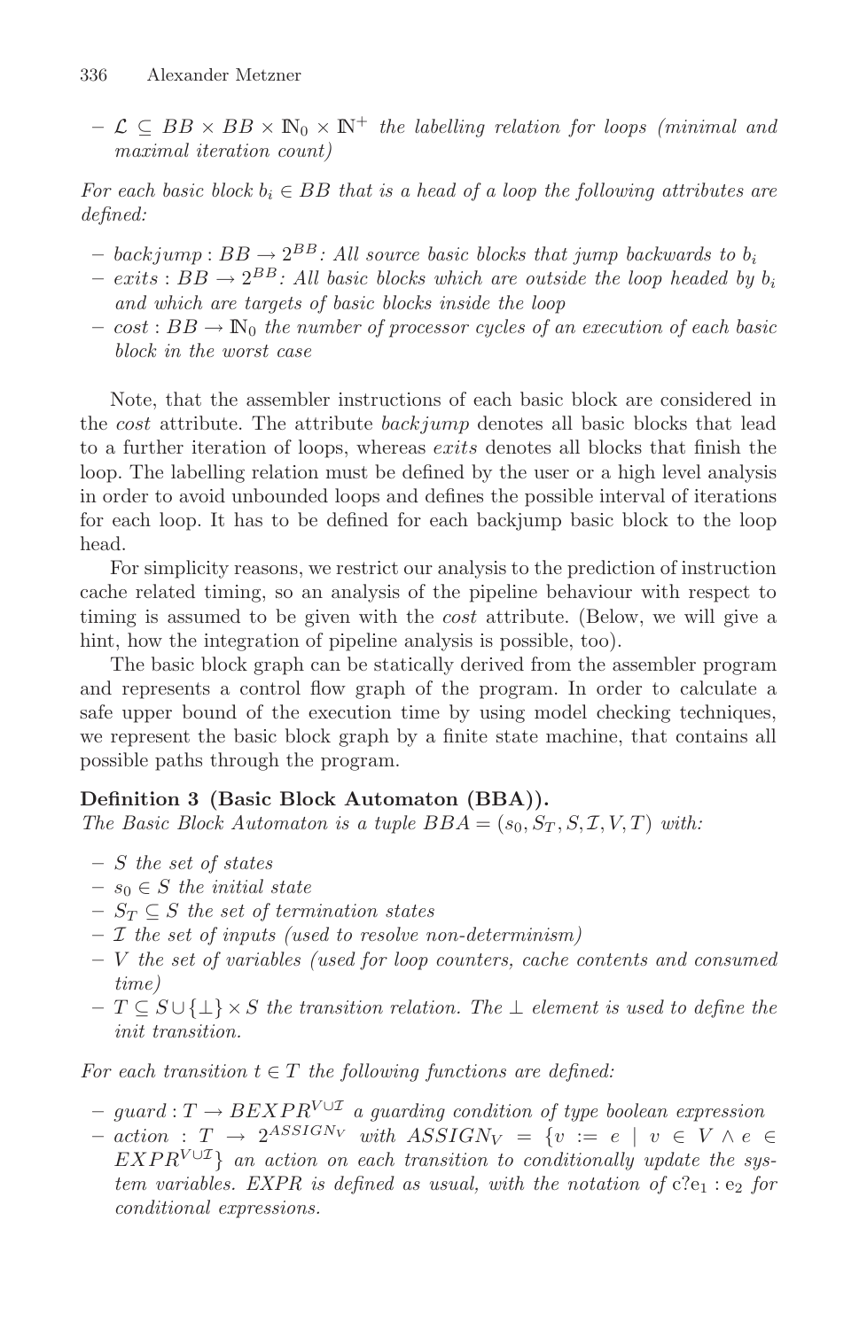- $\mathcal{L} \subseteq BB \times BB \times \mathbb{N}_0 \times \mathbb{N}^+$ *the labelling relation for loops (minimal and maximal iteration count)*

*For each basic block $b_i \in BB$ that is a head of a loop the following attributes are defined:*

- $backjump : BB \rightarrow 2^{BB}$*: All source basic blocks that jump backwards to $b_i$*
- $exits : BB \rightarrow 2^{BB}$*: All basic blocks which are outside the loop headed by $b_i$ and which are targets of basic blocks inside the loop*
- $cost : BB \rightarrow \mathbb{N}_0$ *the number of processor cycles of an execution of each basic block in the worst case*

Note, that the assembler instructions of each basic block are considered in the *cost* attribute. The attribute *backjump* denotes all basic blocks that lead to a further iteration of loops, whereas *exits* denotes all blocks that finish the loop. The labelling relation must be defined by the user or a high level analysis in order to avoid unbounded loops and defines the possible interval of iterations for each loop. It has to be defined for each backjump basic block to the loop head.

For simplicity reasons, we restrict our analysis to the prediction of instruction cache related timing, so an analysis of the pipeline behaviour with respect to timing is assumed to be given with the *cost* attribute. (Below, we will give a hint, how the integration of pipeline analysis is possible, too).

The basic block graph can be statically derived from the assembler program and represents a control flow graph of the program. In order to calculate a safe upper bound of the execution time by using model checking techniques, we represent the basic block graph by a finite state machine, that contains all possible paths through the program.

**Definition 3 (Basic Block Automaton (BBA)).**
*The Basic Block Automaton is a tuple $BBA = (s_0, S_T, S, \mathcal{I}, V, T)$ with:*

- *$S$ the set of states*
- *$s_0 \in S$ the initial state*
- *$S_T \subseteq S$ the set of termination states*
- *$\mathcal{I}$ the set of inputs (used to resolve non-determinism)*
- *$V$ the set of variables (used for loop counters, cache contents and consumed time)*
- *$T \subseteq S \cup \{\bot\} \times S$ the transition relation. The $\bot$ element is used to define the init transition.*

*For each transition $t \in T$ the following functions are defined:*

- $guard : T \rightarrow BEXPR^{V \cup \mathcal{I}}$ *a guarding condition of type boolean expression*
- $action : T \rightarrow 2^{ASSIGN_V}$ *with $ASSIGN_V = \{v := e \mid v \in V \wedge e \in EXPR^{V \cup \mathcal{I}}\}$ an action on each transition to conditionally update the system variables. EXPR is defined as usual, with the notation of $c?e_1 : e_2$ for conditional expressions.*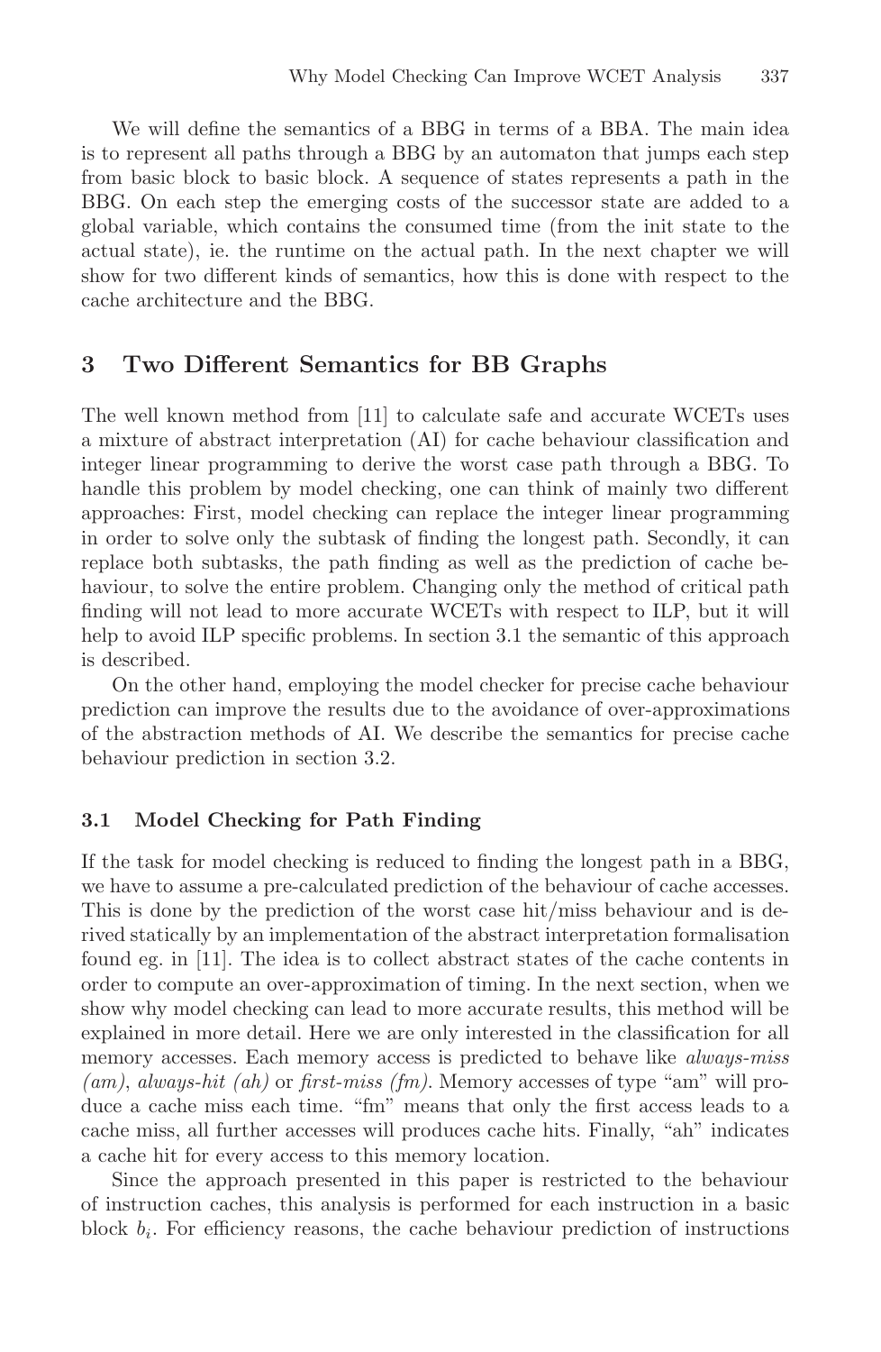We will define the semantics of a BBG in terms of a BBA. The main idea is to represent all paths through a BBG by an automaton that jumps each step from basic block to basic block. A sequence of states represents a path in the BBG. On each step the emerging costs of the successor state are added to a global variable, which contains the consumed time (from the init state to the actual state), ie. the runtime on the actual path. In the next chapter we will show for two different kinds of semantics, how this is done with respect to the cache architecture and the BBG.

## 3 Two Different Semantics for BB Graphs

The well known method from [11] to calculate safe and accurate WCETs uses a mixture of abstract interpretation (AI) for cache behaviour classification and integer linear programming to derive the worst case path through a BBG. To handle this problem by model checking, one can think of mainly two different approaches: First, model checking can replace the integer linear programming in order to solve only the subtask of finding the longest path. Secondly, it can replace both subtasks, the path finding as well as the prediction of cache behaviour, to solve the entire problem. Changing only the method of critical path finding will not lead to more accurate WCETs with respect to ILP, but it will help to avoid ILP specific problems. In section 3.1 the semantic of this approach is described.

On the other hand, employing the model checker for precise cache behaviour prediction can improve the results due to the avoidance of over-approximations of the abstraction methods of AI. We describe the semantics for precise cache behaviour prediction in section 3.2.

### 3.1 Model Checking for Path Finding

If the task for model checking is reduced to finding the longest path in a BBG, we have to assume a pre-calculated prediction of the behaviour of cache accesses. This is done by the prediction of the worst case hit/miss behaviour and is derived statically by an implementation of the abstract interpretation formalisation found eg. in [11]. The idea is to collect abstract states of the cache contents in order to compute an over-approximation of timing. In the next section, when we show why model checking can lead to more accurate results, this method will be explained in more detail. Here we are only interested in the classification for all memory accesses. Each memory access is predicted to behave like *always-miss (am)*, *always-hit (ah)* or *first-miss (fm)*. Memory accesses of type "am" will produce a cache miss each time. "fm" means that only the first access leads to a cache miss, all further accesses will produces cache hits. Finally, "ah" indicates a cache hit for every access to this memory location.

Since the approach presented in this paper is restricted to the behaviour of instruction caches, this analysis is performed for each instruction in a basic block $b_i$. For efficiency reasons, the cache behaviour prediction of instructions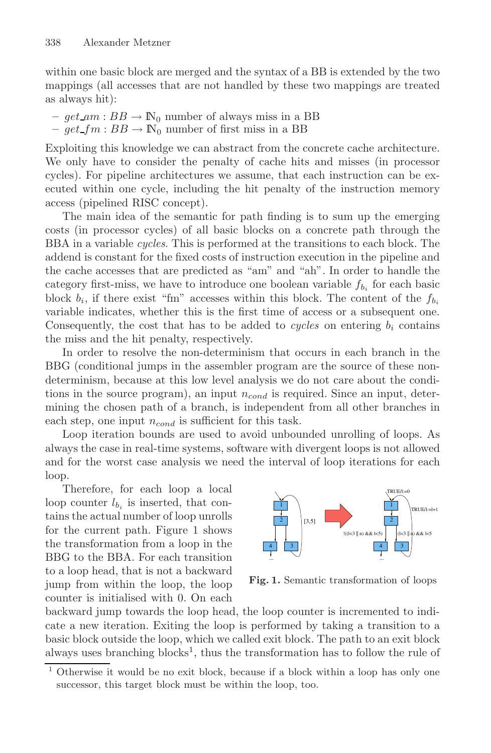within one basic block are merged and the syntax of a BB is extended by the two mappings (all accesses that are not handled by these two mappings are treated as always hit):

- $get\_am : BB \rightarrow \mathbb{N}_0$ number of always miss in a BB
- $get\_fm : BB \rightarrow \mathbb{N}_0$ number of first miss in a BB

Exploiting this knowledge we can abstract from the concrete cache architecture. We only have to consider the penalty of cache hits and misses (in processor cycles). For pipeline architectures we assume, that each instruction can be executed within one cycle, including the hit penalty of the instruction memory access (pipelined RISC concept).

The main idea of the semantic for path finding is to sum up the emerging costs (in processor cycles) of all basic blocks on a concrete path through the BBA in a variable *cycles*. This is performed at the transitions to each block. The addend is constant for the fixed costs of instruction execution in the pipeline and the cache accesses that are predicted as "am" and "ah". In order to handle the category first-miss, we have to introduce one boolean variable $f_{b_i}$ for each basic block $b_i$, if there exist "fm" accesses within this block. The content of the $f_{b_i}$ variable indicates, whether this is the first time of access or a subsequent one. Consequently, the cost that has to be added to *cycles* on entering $b_i$ contains the miss and the hit penalty, respectively.

In order to resolve the non-determinism that occurs in each branch in the BBG (conditional jumps in the assembler program are the source of these non-determinism, because at this low level analysis we do not care about the conditions in the source program), an input $n_{cond}$ is required. Since an input, determining the chosen path of a branch, is independent from all other branches in each step, one input $n_{cond}$ is sufficient for this task.

Loop iteration bounds are used to avoid unbounded unrolling of loops. As always the case in real-time systems, software with divergent loops is not allowed and for the worst case analysis we need the interval of loop iterations for each loop.

Therefore, for each loop a local loop counter $l_{b_i}$ is inserted, that contains the actual number of loop unrolls for the current path. Figure 1 shows the transformation from a loop in the BBG to the BBA. For each transition to a loop head, that is not a backward jump from within the loop, the loop counter is initialised with 0. On each backward jump towards the loop head, the loop counter is incremented to indicate a new iteration. Exiting the loop is performed by taking a transition to a basic block outside the loop, which we called exit block. The path to an exit block always uses branching blocks[1], thus the transformation has to follow the rule of

1
2
[3,5]
4
3
...

TRUE/l:=0
1
TRUE/l:=l+1
2
!((l<3 || n) && l<5)
(l<3 || n) && l<5
4
3
...

**Fig. 1.** Semantic transformation of loops

[1] Otherwise it would be no exit block, because if a block within a loop has only one successor, this target block must be within the loop, too.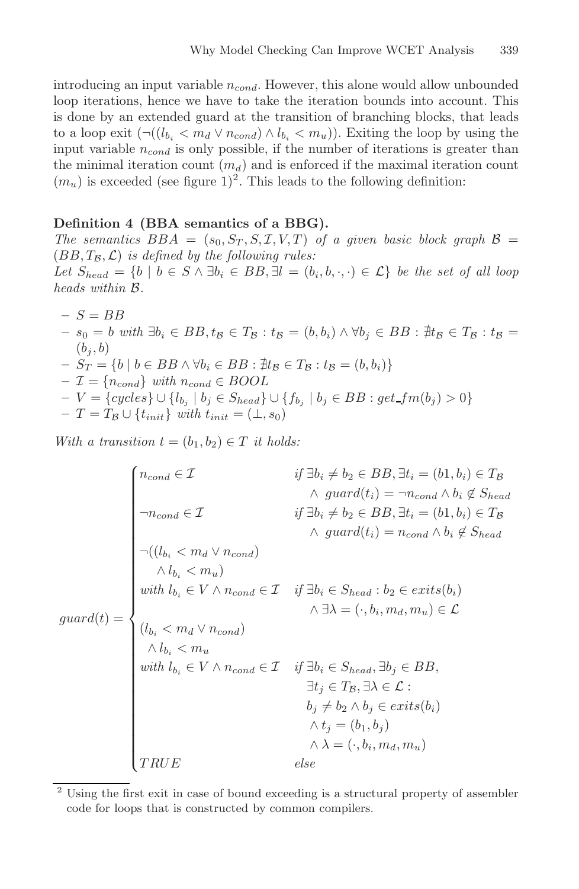introducing an input variable $n_{cond}$. However, this alone would allow unbounded loop iterations, hence we have to take the iteration bounds into account. This is done by an extended guard at the transition of branching blocks, that leads to a loop exit ($\neg((l_{b_i} < m_d \vee n_{cond}) \wedge l_{b_i} < m_u)$). Exiting the loop by using the input variable $n_{cond}$ is only possible, if the number of iterations is greater than the minimal iteration count ($m_d$) and is enforced if the maximal iteration count ($m_u$) is exceeded (see figure 1)[2]. This leads to the following definition:

**Definition 4 (BBA semantics of a BBG).**
*The semantics $BBA = (s_0, S_T, S, \mathcal{I}, V, T)$ of a given basic block graph $\mathcal{B} = (BB, T_\mathcal{B}, \mathcal{L})$ is defined by the following rules:*
*Let $S_{head} = \{b \mid b \in S \wedge \exists b_i \in BB, \exists l = (b_i, b, \cdot, \cdot) \in \mathcal{L}\}$ be the set of all loop heads within $\mathcal{B}$.*

- $S = BB$
- $s_0 = b$ *with* $\exists b_i \in BB, t_\mathcal{B} \in T_\mathcal{B} : t_\mathcal{B} = (b, b_i) \wedge \forall b_j \in BB : \nexists t_\mathcal{B} \in T_\mathcal{B} : t_\mathcal{B} = (b_j, b)$
- $S_T = \{b \mid b \in BB \wedge \forall b_i \in BB : \nexists t_\mathcal{B} \in T_\mathcal{B} : t_\mathcal{B} = (b, b_i)\}$
- $\mathcal{I} = \{n_{cond}\}$ *with* $n_{cond} \in BOOL$
- $V = \{cycles\} \cup \{l_{b_j} \mid b_j \in S_{head}\} \cup \{f_{b_j} \mid b_j \in BB : get\_fm(b_j) > 0\}$
- $T = T_\mathcal{B} \cup \{t_{init}\}$ *with* $t_{init} = (\perp, s_0)$

*With a transition $t = (b_1, b_2) \in T$ it holds:*

$$
guard(t) = \begin{cases}
n_{cond} \in \mathcal{I} & \text{if } \exists b_i \neq b_2 \in BB, \exists t_i = (b1, b_i) \in T_\mathcal{B} \\
& \quad \wedge\ guard(t_i) = \neg n_{cond} \wedge b_i \notin S_{head} \\
\neg n_{cond} \in \mathcal{I} & \text{if } \exists b_i \neq b_2 \in BB, \exists t_i = (b1, b_i) \in T_\mathcal{B} \\
& \quad \wedge\ guard(t_i) = n_{cond} \wedge b_i \notin S_{head} \\
\neg((l_{b_i} < m_d \vee n_{cond}) & \\
\quad \wedge\, l_{b_i} < m_u) & \\
\text{with } l_{b_i} \in V \wedge n_{cond} \in \mathcal{I} & \text{if } \exists b_i \in S_{head} : b_2 \in exits(b_i) \\
& \quad \wedge \exists \lambda = (\cdot, b_i, m_d, m_u) \in \mathcal{L} \\
(l_{b_i} < m_d \vee n_{cond}) & \\
\quad \wedge\, l_{b_i} < m_u & \\
\text{with } l_{b_i} \in V \wedge n_{cond} \in \mathcal{I} & \text{if } \exists b_i \in S_{head}, \exists b_j \in BB, \\
& \quad \exists t_j \in T_\mathcal{B}, \exists \lambda \in \mathcal{L} : \\
& \quad b_j \neq b_2 \wedge b_j \in exits(b_i) \\
& \quad \wedge\, t_j = (b_1, b_j) \\
& \quad \wedge\, \lambda = (\cdot, b_i, m_d, m_u) \\
TRUE & \text{else}
\end{cases}
$$

[2] Using the first exit in case of bound exceeding is a structural property of assembler code for loops that is constructed by common compilers.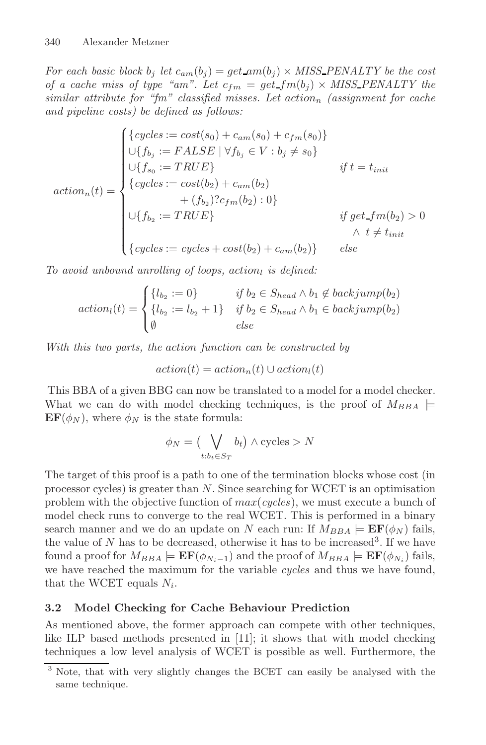*For each basic block $b_j$ let $c_{am}(b_j) = get\_am(b_j) \times MISS\_PENALTY$ be the cost of a cache miss of type "am". Let $c_{fm} = get\_fm(b_j) \times MISS\_PENALTY$ the similar attribute for "fm" classified misses. Let $action_n$ (assignment for cache and pipeline costs) be defined as follows:*

$$
action_n(t) = \begin{cases}
\{cycles := cost(s_0) + c_{am}(s_0) + c_{fm}(s_0)\} \\
\cup\{f_{b_j} := FALSE \mid \forall f_{b_j} \in V : b_j \neq s_0\} \\
\cup\{f_{s_0} := TRUE\} & \text{if } t = t_{init} \\
\{cycles := cost(b_2) + c_{am}(b_2) \\
\qquad\qquad + (f_{b_2}) ? c_{fm}(b_2) : 0\} \\
\cup\{f_{b_2} := TRUE\} & \text{if } get\_fm(b_2) > 0 \\
& \quad \wedge\ t \neq t_{init} \\
\{cycles := cycles + cost(b_2) + c_{am}(b_2)\} & \text{else}
\end{cases}
$$

*To avoid unbound unrolling of loops, $action_l$ is defined:*

$$
action_l(t) = \begin{cases}
\{l_{b_2} := 0\} & \text{if } b_2 \in S_{head} \wedge b_1 \notin backjump(b_2) \\
\{l_{b_2} := l_{b_2} + 1\} & \text{if } b_2 \in S_{head} \wedge b_1 \in backjump(b_2) \\
\emptyset & \text{else}
\end{cases}
$$

*With this two parts, the action function can be constructed by*

$$
action(t) = action_n(t) \cup action_l(t)
$$

This BBA of a given BBG can now be translated to a model for a model checker. What we can do with model checking techniques, is the proof of $M_{BBA} \models \mathbf{EF}(\phi_N)$, where $\phi_N$ is the state formula:

$$
\phi_N = \Big(\bigvee_{t:b_t \in S_T} b_t\Big) \wedge \text{cycles} > N
$$

The target of this proof is a path to one of the termination blocks whose cost (in processor cycles) is greater than $N$. Since searching for WCET is an optimisation problem with the objective function of $max(cycles)$, we must execute a bunch of model check runs to converge to the real WCET. This is performed in a binary search manner and we do an update on $N$ each run: If $M_{BBA} \models \mathbf{EF}(\phi_N)$ fails, the value of $N$ has to be decreased, otherwise it has to be increased[3]. If we have found a proof for $M_{BBA} \models \mathbf{EF}(\phi_{N_i - 1})$ and the proof of $M_{BBA} \models \mathbf{EF}(\phi_{N_i})$ fails, we have reached the maximum for the variable *cycles* and thus we have found, that the WCET equals $N_i$.

### 3.2 Model Checking for Cache Behaviour Prediction

As mentioned above, the former approach can compete with other techniques, like ILP based methods presented in [11]; it shows that with model checking techniques a low level analysis of WCET is possible as well. Furthermore, the

[3] Note, that with very slightly changes the BCET can easily be analysed with the same technique.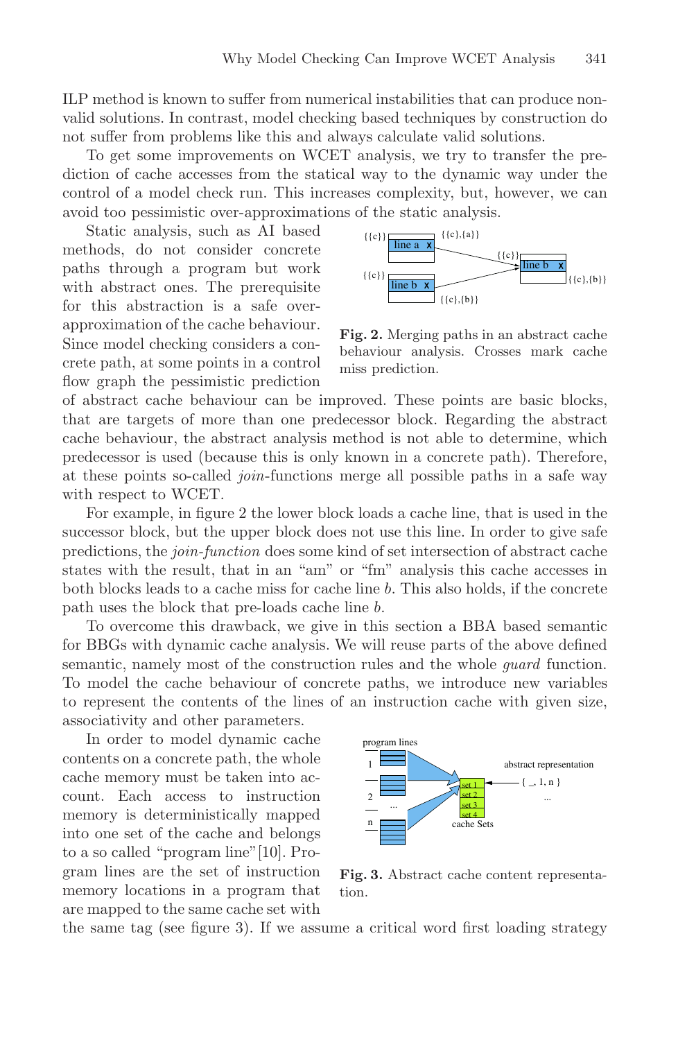ILP method is known to suffer from numerical instabilities that can produce non-valid solutions. In contrast, model checking based techniques by construction do not suffer from problems like this and always calculate valid solutions.

To get some improvements on WCET analysis, we try to transfer the prediction of cache accesses from the statical way to the dynamic way under the control of a model check run. This increases complexity, but, however, we can avoid too pessimistic over-approximations of the static analysis.

Static analysis, such as AI based methods, do not consider concrete paths through a program but work with abstract ones. The prerequisite for this abstraction is a safe over-approximation of the cache behaviour. Since model checking considers a concrete path, at some points in a control flow graph the pessimistic prediction of abstract cache behaviour can be improved. These points are basic blocks, that are targets of more than one predecessor block. Regarding the abstract cache behaviour, the abstract analysis method is not able to determine, which predecessor is used (because this is only known in a concrete path). Therefore, at these points so-called *join*-functions merge all possible paths in a safe way with respect to WCET.

**Fig. 2.** Merging paths in an abstract cache behaviour analysis. Crosses mark cache miss prediction.

For example, in figure 2 the lower block loads a cache line, that is used in the successor block, but the upper block does not use this line. In order to give safe predictions, the *join-function* does some kind of set intersection of abstract cache states with the result, that in an "am" or "fm" analysis this cache accesses in both blocks leads to a cache miss for cache line $b$. This also holds, if the concrete path uses the block that pre-loads cache line $b$.

To overcome this drawback, we give in this section a BBA based semantic for BBGs with dynamic cache analysis. We will reuse parts of the above defined semantic, namely most of the construction rules and the whole *guard* function. To model the cache behaviour of concrete paths, we introduce new variables to represent the contents of the lines of an instruction cache with given size, associativity and other parameters.

In order to model dynamic cache contents on a concrete path, the whole cache memory must be taken into account. Each access to instruction memory is deterministically mapped into one set of the cache and belongs to a so called "program line"[10]. Program lines are the set of instruction memory locations in a program that are mapped to the same cache set with the same tag (see figure 3). If we assume a critical word first loading strategy

**Fig. 3.** Abstract cache content representation.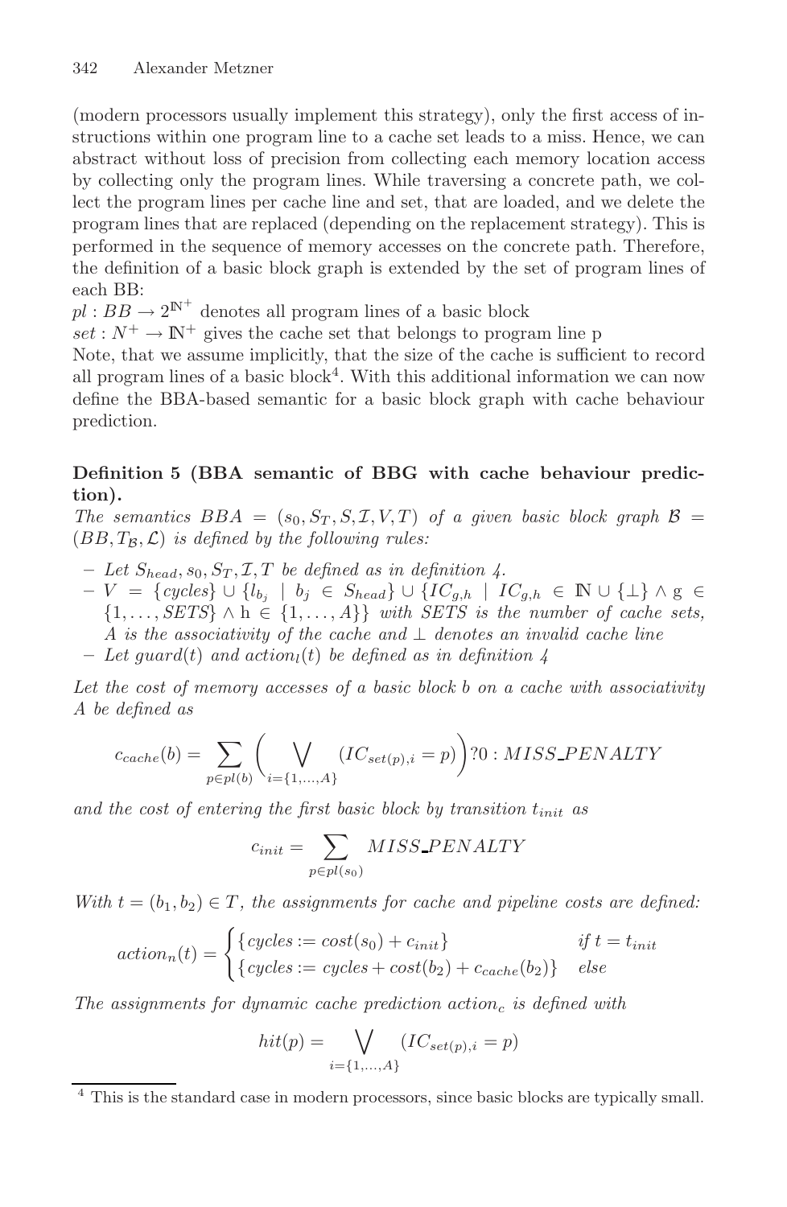(modern processors usually implement this strategy), only the first access of instructions within one program line to a cache set leads to a miss. Hence, we can abstract without loss of precision from collecting each memory location access by collecting only the program lines. While traversing a concrete path, we collect the program lines per cache line and set, that are loaded, and we delete the program lines that are replaced (depending on the replacement strategy). This is performed in the sequence of memory accesses on the concrete path. Therefore, the definition of a basic block graph is extended by the set of program lines of each BB:

$pl : BB \rightarrow 2^{\mathbb{N}^+}$ denotes all program lines of a basic block

$set : N^+ \rightarrow \mathbb{N}^+$ gives the cache set that belongs to program line p

Note, that we assume implicitly, that the size of the cache is sufficient to record all program lines of a basic block[4]. With this additional information we can now define the BBA-based semantic for a basic block graph with cache behaviour prediction.

**Definition 5 (BBA semantic of BBG with cache behaviour prediction).**
*The semantics $BBA = (s_0, S_T, S, \mathcal{I}, V, T)$ of a given basic block graph $\mathcal{B} = (BB, T_\mathcal{B}, \mathcal{L})$ is defined by the following rules:*

- *Let $S_{head}, s_0, S_T, \mathcal{I}, T$ be defined as in definition 4.*
- *$V = \{cycles\} \cup \{l_{b_j} \mid b_j \in S_{head}\} \cup \{IC_{g,h} \mid IC_{g,h} \in \mathbb{N} \cup \{\bot\} \wedge g \in \{1, \ldots, SETS\} \wedge h \in \{1, \ldots, A\}\}$ with SETS is the number of cache sets, A is the associativity of the cache and $\bot$ denotes an invalid cache line*
- *Let $guard(t)$ and $action_l(t)$ be defined as in definition 4*

*Let the cost of memory accesses of a basic block b on a cache with associativity A be defined as*

$$c_{cache}(b) = \sum_{p \in pl(b)} \left( \bigvee_{i=\{1,\ldots,A\}} (IC_{set(p),i} = p) \right) ?0 : MISS\_PENALTY$$

*and the cost of entering the first basic block by transition $t_{init}$ as*

$$c_{init} = \sum_{p \in pl(s_0)} MISS\_PENALTY$$

*With $t = (b_1, b_2) \in T$, the assignments for cache and pipeline costs are defined:*

$$action_n(t) = \begin{cases} \{cycles := cost(s_0) + c_{init}\} & if\ t = t_{init} \\ \{cycles := cycles + cost(b_2) + c_{cache}(b_2)\} & else \end{cases}$$

*The assignments for dynamic cache prediction $action_c$ is defined with*

$$hit(p) = \bigvee_{i=\{1,\ldots,A\}} (IC_{set(p),i} = p)$$

[4] This is the standard case in modern processors, since basic blocks are typically small.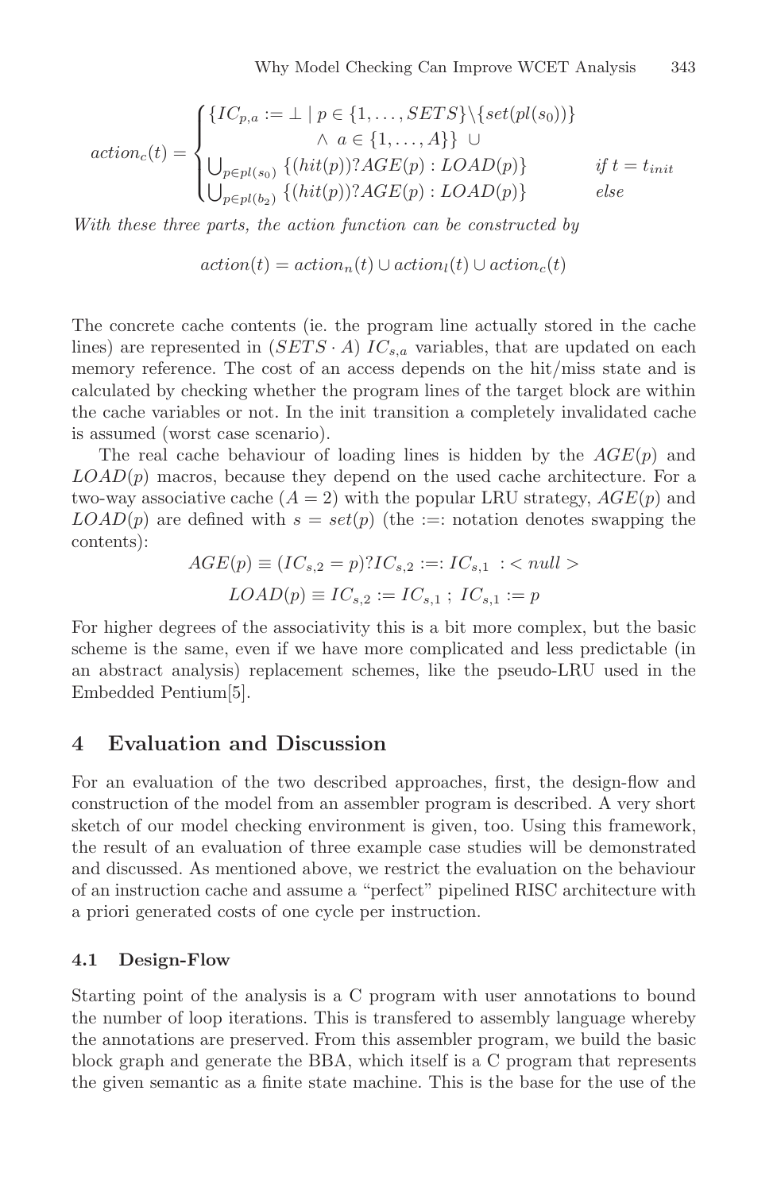$$action_c(t) = \begin{cases} \{IC_{p,a} := \bot \mid p \in \{1, \ldots, SETS\} \backslash \{set(pl(s_0))\} \\ \qquad\qquad \wedge \ a \in \{1, \ldots, A\}\} \ \cup \\ \bigcup_{p \in pl(s_0)} \{(hit(p))?AGE(p) : LOAD(p)\} & \textit{if } t = t_{init} \\ \bigcup_{p \in pl(b_2)} \{(hit(p))?AGE(p) : LOAD(p)\} & \textit{else} \end{cases}$$

*With these three parts, the action function can be constructed by*

$$action(t) = action_n(t) \cup action_l(t) \cup action_c(t)$$

The concrete cache contents (ie. the program line actually stored in the cache lines) are represented in $(SETS \cdot A)$ $IC_{s,a}$ variables, that are updated on each memory reference. The cost of an access depends on the hit/miss state and is calculated by checking whether the program lines of the target block are within the cache variables or not. In the init transition a completely invalidated cache is assumed (worst case scenario).

The real cache behaviour of loading lines is hidden by the $AGE(p)$ and $LOAD(p)$ macros, because they depend on the used cache architecture. For a two-way associative cache ($A = 2$) with the popular LRU strategy, $AGE(p)$ and $LOAD(p)$ are defined with $s = set(p)$ (the :=: notation denotes swapping the contents):

$$AGE(p) \equiv (IC_{s,2} = p)?IC_{s,2} :=: IC_{s,1} \ : < null >$$

$$LOAD(p) \equiv IC_{s,2} := IC_{s,1} \ ; \ IC_{s,1} := p$$

For higher degrees of the associativity this is a bit more complex, but the basic scheme is the same, even if we have more complicated and less predictable (in an abstract analysis) replacement schemes, like the pseudo-LRU used in the Embedded Pentium[5].

## 4 Evaluation and Discussion

For an evaluation of the two described approaches, first, the design-flow and construction of the model from an assembler program is described. A very short sketch of our model checking environment is given, too. Using this framework, the result of an evaluation of three example case studies will be demonstrated and discussed. As mentioned above, we restrict the evaluation on the behaviour of an instruction cache and assume a "perfect" pipelined RISC architecture with a priori generated costs of one cycle per instruction.

### 4.1 Design-Flow

Starting point of the analysis is a C program with user annotations to bound the number of loop iterations. This is transfered to assembly language whereby the annotations are preserved. From this assembler program, we build the basic block graph and generate the BBA, which itself is a C program that represents the given semantic as a finite state machine. This is the base for the use of the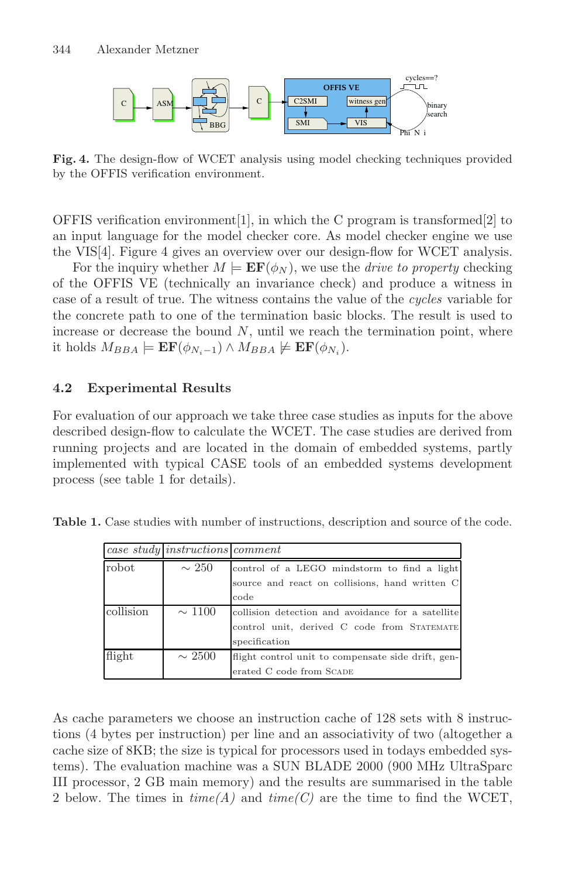**Fig. 4.** The design-flow of WCET analysis using model checking techniques provided by the OFFIS verification environment.

OFFIS verification environment[1], in which the C program is transformed[2] to an input language for the model checker core. As model checker engine we use the VIS[4]. Figure 4 gives an overview over our design-flow for WCET analysis.

For the inquiry whether $M \models \mathbf{EF}(\phi_N)$, we use the *drive to property* checking of the OFFIS VE (technically an invariance check) and produce a witness in case of a result of true. The witness contains the value of the *cycles* variable for the concrete path to one of the termination basic blocks. The result is used to increase or decrease the bound $N$, until we reach the termination point, where it holds $M_{BBA} \models \mathbf{EF}(\phi_{N_i-1}) \wedge M_{BBA} \not\models \mathbf{EF}(\phi_{N_i})$.

### 4.2 Experimental Results

For evaluation of our approach we take three case studies as inputs for the above described design-flow to calculate the WCET. The case studies are derived from running projects and are located in the domain of embedded systems, partly implemented with typical CASE tools of an embedded systems development process (see table 1 for details).

**Table 1.** Case studies with number of instructions, description and source of the code.

| *case study* | *instructions* | *comment* |
|---|---|---|
| robot | ~ 250 | control of a LEGO mindstorm to find a light source and react on collisions, hand written C code |
| collision | ~ 1100 | collision detection and avoidance for a satellite control unit, derived C code from STATEMATE specification |
| flight | ~ 2500 | flight control unit to compensate side drift, generated C code from SCADE |

As cache parameters we choose an instruction cache of 128 sets with 8 instructions (4 bytes per instruction) per line and an associativity of two (altogether a cache size of 8KB; the size is typical for processors used in todays embedded systems). The evaluation machine was a SUN BLADE 2000 (900 MHz UltraSparc III processor, 2 GB main memory) and the results are summarised in the table 2 below. The times in *time(A)* and *time(C)* are the time to find the WCET,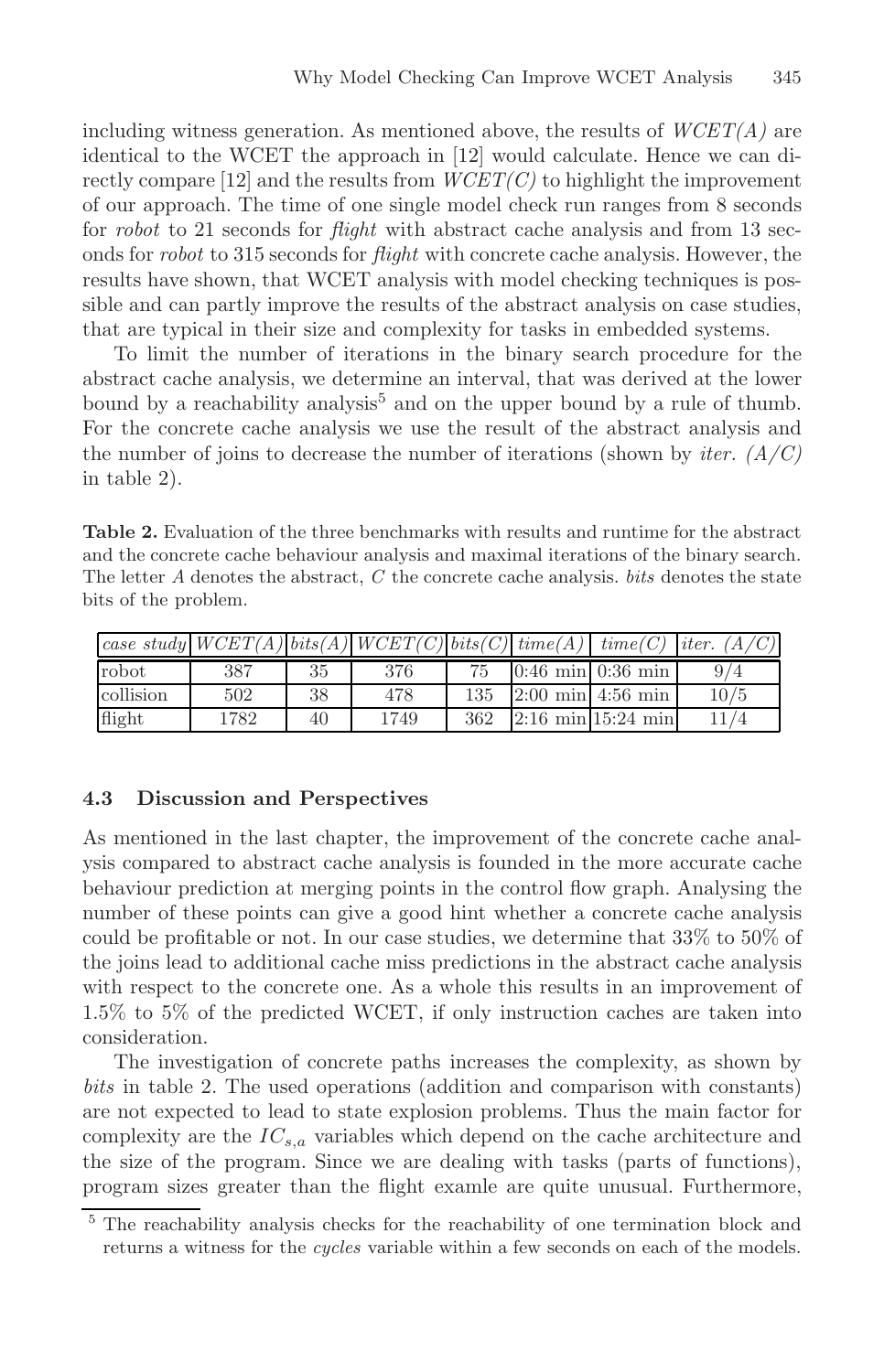including witness generation. As mentioned above, the results of *WCET(A)* are identical to the WCET the approach in [12] would calculate. Hence we can directly compare [12] and the results from *WCET(C)* to highlight the improvement of our approach. The time of one single model check run ranges from 8 seconds for *robot* to 21 seconds for *flight* with abstract cache analysis and from 13 seconds for *robot* to 315 seconds for *flight* with concrete cache analysis. However, the results have shown, that WCET analysis with model checking techniques is possible and can partly improve the results of the abstract analysis on case studies, that are typical in their size and complexity for tasks in embedded systems.

To limit the number of iterations in the binary search procedure for the abstract cache analysis, we determine an interval, that was derived at the lower bound by a reachability analysis[5] and on the upper bound by a rule of thumb. For the concrete cache analysis we use the result of the abstract analysis and the number of joins to decrease the number of iterations (shown by *iter. (A/C)* in table 2).

**Table 2.** Evaluation of the three benchmarks with results and runtime for the abstract and the concrete cache behaviour analysis and maximal iterations of the binary search. The letter $A$ denotes the abstract, $C$ the concrete cache analysis. *bits* denotes the state bits of the problem.

| *case study* | *WCET(A)* | *bits(A)* | *WCET(C)* | *bits(C)* | *time(A)* | *time(C)* | *iter. (A/C)* |
|---|---|---|---|---|---|---|---|
| robot | 387 | 35 | 376 | 75 | 0:46 min | 0:36 min | 9/4 |
| collision | 502 | 38 | 478 | 135 | 2:00 min | 4:56 min | 10/5 |
| flight | 1782 | 40 | 1749 | 362 | 2:16 min | 15:24 min | 11/4 |

### 4.3 Discussion and Perspectives

As mentioned in the last chapter, the improvement of the concrete cache analysis compared to abstract cache analysis is founded in the more accurate cache behaviour prediction at merging points in the control flow graph. Analysing the number of these points can give a good hint whether a concrete cache analysis could be profitable or not. In our case studies, we determine that 33% to 50% of the joins lead to additional cache miss predictions in the abstract cache analysis with respect to the concrete one. As a whole this results in an improvement of 1.5% to 5% of the predicted WCET, if only instruction caches are taken into consideration.

The investigation of concrete paths increases the complexity, as shown by *bits* in table 2. The used operations (addition and comparison with constants) are not expected to lead to state explosion problems. Thus the main factor for complexity are the $IC_{s,a}$ variables which depend on the cache architecture and the size of the program. Since we are dealing with tasks (parts of functions), program sizes greater than the flight examle are quite unusual. Furthermore,

[5] The reachability analysis checks for the reachability of one termination block and returns a witness for the *cycles* variable within a few seconds on each of the models.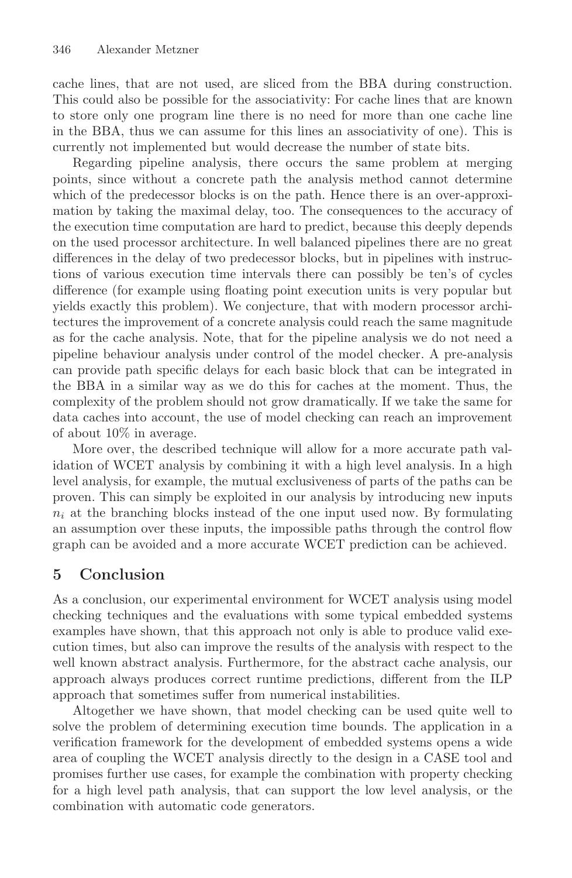cache lines, that are not used, are sliced from the BBA during construction. This could also be possible for the associativity: For cache lines that are known to store only one program line there is no need for more than one cache line in the BBA, thus we can assume for this lines an associativity of one). This is currently not implemented but would decrease the number of state bits.

Regarding pipeline analysis, there occurs the same problem at merging points, since without a concrete path the analysis method cannot determine which of the predecessor blocks is on the path. Hence there is an over-approximation by taking the maximal delay, too. The consequences to the accuracy of the execution time computation are hard to predict, because this deeply depends on the used processor architecture. In well balanced pipelines there are no great differences in the delay of two predecessor blocks, but in pipelines with instructions of various execution time intervals there can possibly be ten's of cycles difference (for example using floating point execution units is very popular but yields exactly this problem). We conjecture, that with modern processor architectures the improvement of a concrete analysis could reach the same magnitude as for the cache analysis. Note, that for the pipeline analysis we do not need a pipeline behaviour analysis under control of the model checker. A pre-analysis can provide path specific delays for each basic block that can be integrated in the BBA in a similar way as we do this for caches at the moment. Thus, the complexity of the problem should not grow dramatically. If we take the same for data caches into account, the use of model checking can reach an improvement of about 10% in average.

More over, the described technique will allow for a more accurate path validation of WCET analysis by combining it with a high level analysis. In a high level analysis, for example, the mutual exclusiveness of parts of the paths can be proven. This can simply be exploited in our analysis by introducing new inputs $n_i$ at the branching blocks instead of the one input used now. By formulating an assumption over these inputs, the impossible paths through the control flow graph can be avoided and a more accurate WCET prediction can be achieved.

## 5 Conclusion

As a conclusion, our experimental environment for WCET analysis using model checking techniques and the evaluations with some typical embedded systems examples have shown, that this approach not only is able to produce valid execution times, but also can improve the results of the analysis with respect to the well known abstract analysis. Furthermore, for the abstract cache analysis, our approach always produces correct runtime predictions, different from the ILP approach that sometimes suffer from numerical instabilities.

Altogether we have shown, that model checking can be used quite well to solve the problem of determining execution time bounds. The application in a verification framework for the development of embedded systems opens a wide area of coupling the WCET analysis directly to the design in a CASE tool and promises further use cases, for example the combination with property checking for a high level path analysis, that can support the low level analysis, or the combination with automatic code generators.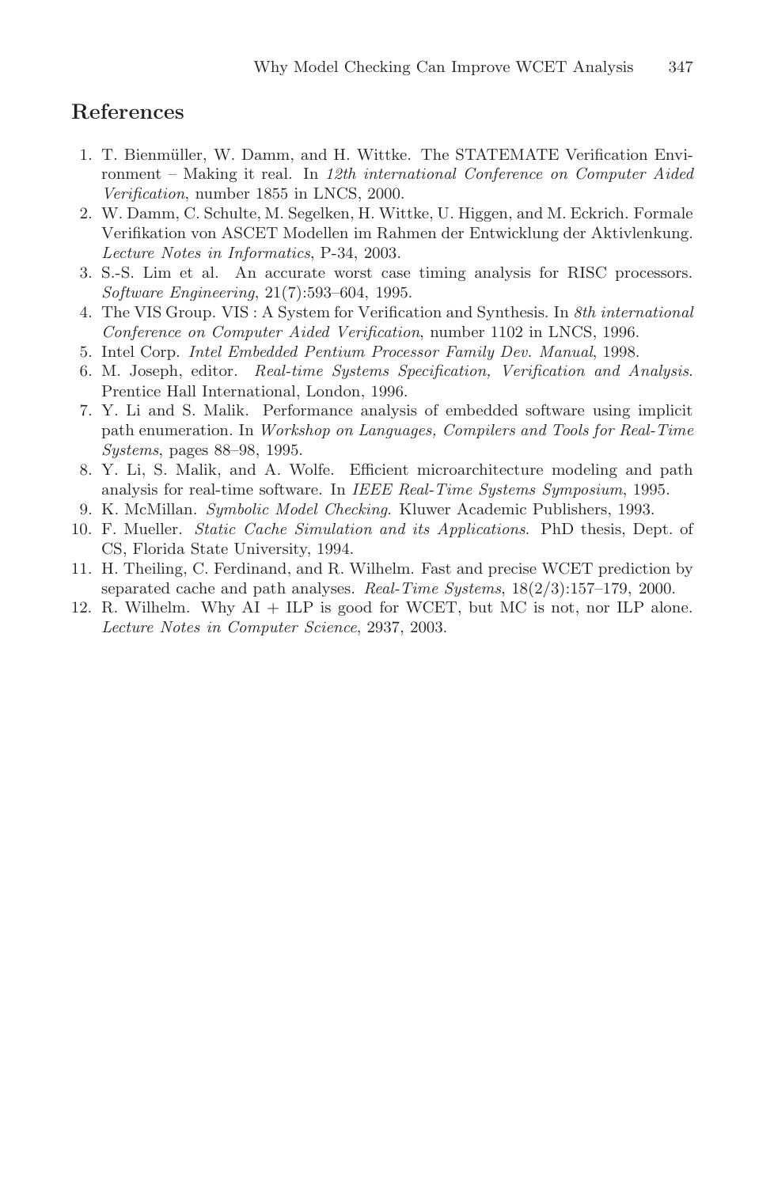## References

1. T. Bienmüller, W. Damm, and H. Wittke. The STATEMATE Verification Environment – Making it real. In *12th international Conference on Computer Aided Verification*, number 1855 in LNCS, 2000.
2. W. Damm, C. Schulte, M. Segelken, H. Wittke, U. Higgen, and M. Eckrich. Formale Verifikation von ASCET Modellen im Rahmen der Entwicklung der Aktivlenkung. *Lecture Notes in Informatics*, P-34, 2003.
3. S.-S. Lim et al. An accurate worst case timing analysis for RISC processors. *Software Engineering*, 21(7):593–604, 1995.
4. The VIS Group. VIS : A System for Verification and Synthesis. In *8th international Conference on Computer Aided Verification*, number 1102 in LNCS, 1996.
5. Intel Corp. *Intel Embedded Pentium Processor Family Dev. Manual*, 1998.
6. M. Joseph, editor. *Real-time Systems Specification, Verification and Analysis*. Prentice Hall International, London, 1996.
7. Y. Li and S. Malik. Performance analysis of embedded software using implicit path enumeration. In *Workshop on Languages, Compilers and Tools for Real-Time Systems*, pages 88–98, 1995.
8. Y. Li, S. Malik, and A. Wolfe. Efficient microarchitecture modeling and path analysis for real-time software. In *IEEE Real-Time Systems Symposium*, 1995.
9. K. McMillan. *Symbolic Model Checking*. Kluwer Academic Publishers, 1993.
10. F. Mueller. *Static Cache Simulation and its Applications*. PhD thesis, Dept. of CS, Florida State University, 1994.
11. H. Theiling, C. Ferdinand, and R. Wilhelm. Fast and precise WCET prediction by separated cache and path analyses. *Real-Time Systems*, 18(2/3):157–179, 2000.
12. R. Wilhelm. Why AI + ILP is good for WCET, but MC is not, nor ILP alone. *Lecture Notes in Computer Science*, 2937, 2003.